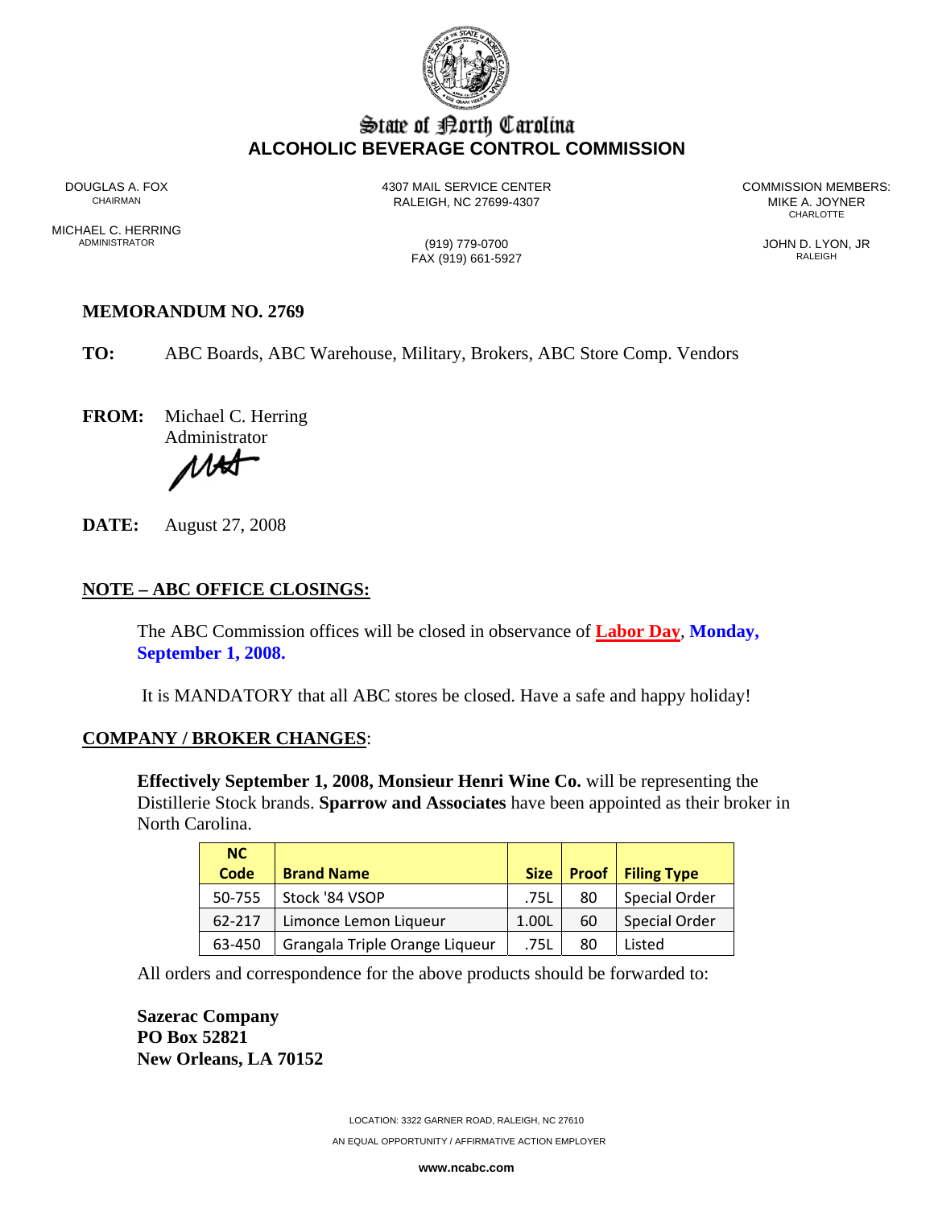# State of North Carolina
## ALCOHOLIC BEVERAGE CONTROL COMMISSION

DOUGLAS A. FOX
CHAIRMAN

MICHAEL C. HERRING
ADMINISTRATOR

4307 MAIL SERVICE CENTER
RALEIGH, NC 27699-4307

(919) 779-0700
FAX (919) 661-5927

COMMISSION MEMBERS:
MIKE A. JOYNER
CHARLOTTE

JOHN D. LYON, JR
RALEIGH

**MEMORANDUM NO. 2769**

**TO:** ABC Boards, ABC Warehouse, Military, Brokers, ABC Store Comp. Vendors

**FROM:** Michael C. Herring
Administrator

**DATE:** August 27, 2008

**NOTE – ABC OFFICE CLOSINGS:**

The ABC Commission offices will be closed in observance of **Labor Day**, **Monday, September 1, 2008.**

It is MANDATORY that all ABC stores be closed. Have a safe and happy holiday!

**COMPANY / BROKER CHANGES**:

**Effectively September 1, 2008, Monsieur Henri Wine Co.** will be representing the Distillerie Stock brands. **Sparrow and Associates** have been appointed as their broker in North Carolina.

| NC Code | Brand Name | Size | Proof | Filing Type |
|---|---|---|---|---|
| 50-755 | Stock '84 VSOP | .75L | 80 | Special Order |
| 62-217 | Limonce Lemon Liqueur | 1.00L | 60 | Special Order |
| 63-450 | Grangala Triple Orange Liqueur | .75L | 80 | Listed |

All orders and correspondence for the above products should be forwarded to:

**Sazerac Company**
**PO Box 52821**
**New Orleans, LA 70152**

LOCATION: 3322 GARNER ROAD, RALEIGH, NC 27610
AN EQUAL OPPORTUNITY / AFFIRMATIVE ACTION EMPLOYER
**www.ncabc.com**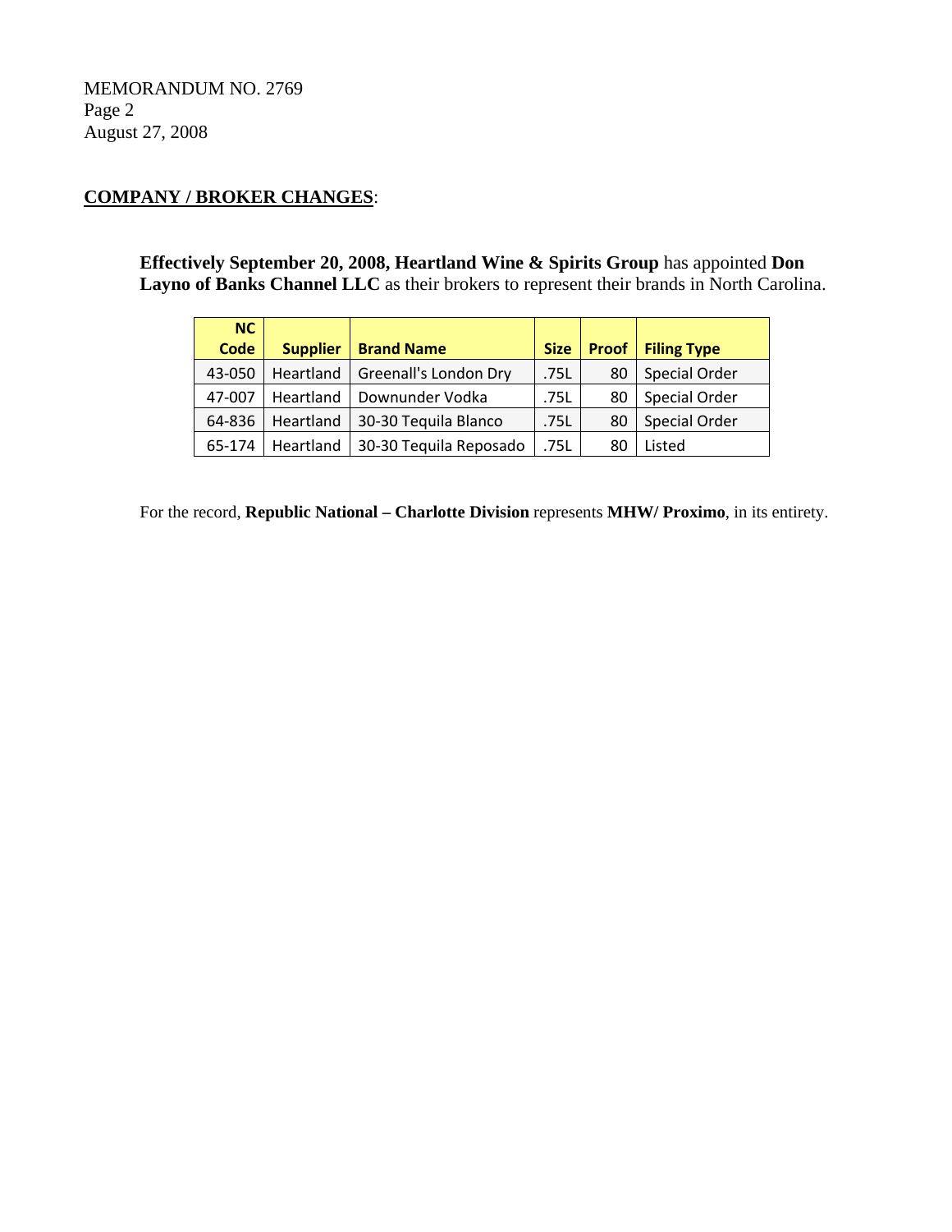## COMPANY / BROKER CHANGES:

**Effectively September 20, 2008, Heartland Wine & Spirits Group** has appointed **Don Layno of Banks Channel LLC** as their brokers to represent their brands in North Carolina.

| NC Code | Supplier | Brand Name | Size | Proof | Filing Type |
|---|---|---|---|---|---|
| 43-050 | Heartland | Greenall's London Dry | .75L | 80 | Special Order |
| 47-007 | Heartland | Downunder Vodka | .75L | 80 | Special Order |
| 64-836 | Heartland | 30-30 Tequila Blanco | .75L | 80 | Special Order |
| 65-174 | Heartland | 30-30 Tequila Reposado | .75L | 80 | Listed |

For the record, **Republic National – Charlotte Division** represents **MHW/ Proximo**, in its entirety.